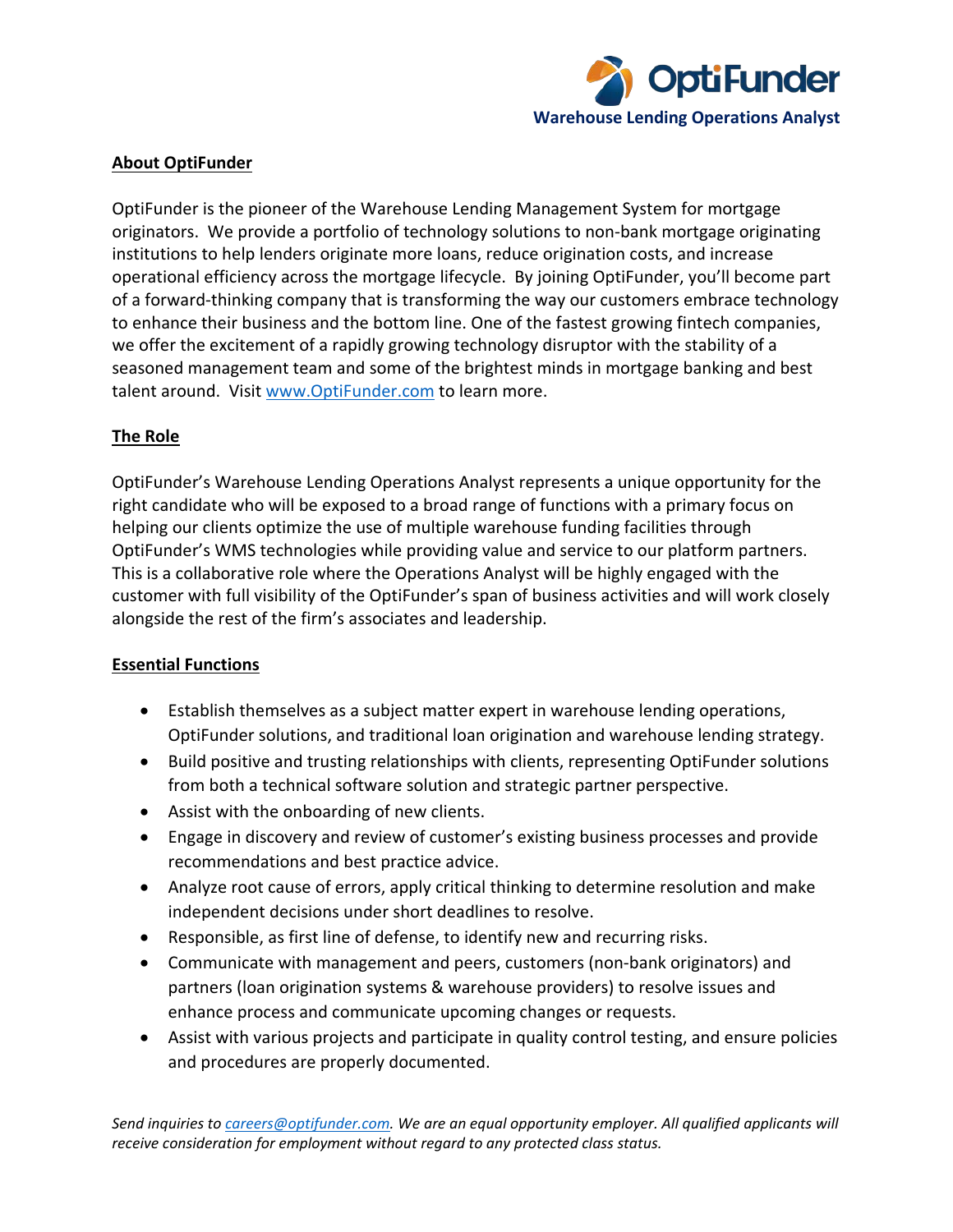OptiFunder

**Warehouse Lending Operations Analyst**

## About OptiFunder

OptiFunder is the pioneer of the Warehouse Lending Management System for mortgage originators. We provide a portfolio of technology solutions to non-bank mortgage originating institutions to help lenders originate more loans, reduce origination costs, and increase operational efficiency across the mortgage lifecycle. By joining OptiFunder, you'll become part of a forward-thinking company that is transforming the way our customers embrace technology to enhance their business and the bottom line. One of the fastest growing fintech companies, we offer the excitement of a rapidly growing technology disruptor with the stability of a seasoned management team and some of the brightest minds in mortgage banking and best talent around. Visit www.OptiFunder.com to learn more.

## The Role

OptiFunder's Warehouse Lending Operations Analyst represents a unique opportunity for the right candidate who will be exposed to a broad range of functions with a primary focus on helping our clients optimize the use of multiple warehouse funding facilities through OptiFunder's WMS technologies while providing value and service to our platform partners. This is a collaborative role where the Operations Analyst will be highly engaged with the customer with full visibility of the OptiFunder's span of business activities and will work closely alongside the rest of the firm's associates and leadership.

## Essential Functions

- Establish themselves as a subject matter expert in warehouse lending operations, OptiFunder solutions, and traditional loan origination and warehouse lending strategy.
- Build positive and trusting relationships with clients, representing OptiFunder solutions from both a technical software solution and strategic partner perspective.
- Assist with the onboarding of new clients.
- Engage in discovery and review of customer's existing business processes and provide recommendations and best practice advice.
- Analyze root cause of errors, apply critical thinking to determine resolution and make independent decisions under short deadlines to resolve.
- Responsible, as first line of defense, to identify new and recurring risks.
- Communicate with management and peers, customers (non-bank originators) and partners (loan origination systems & warehouse providers) to resolve issues and enhance process and communicate upcoming changes or requests.
- Assist with various projects and participate in quality control testing, and ensure policies and procedures are properly documented.

*Send inquiries to careers@optifunder.com. We are an equal opportunity employer. All qualified applicants will receive consideration for employment without regard to any protected class status.*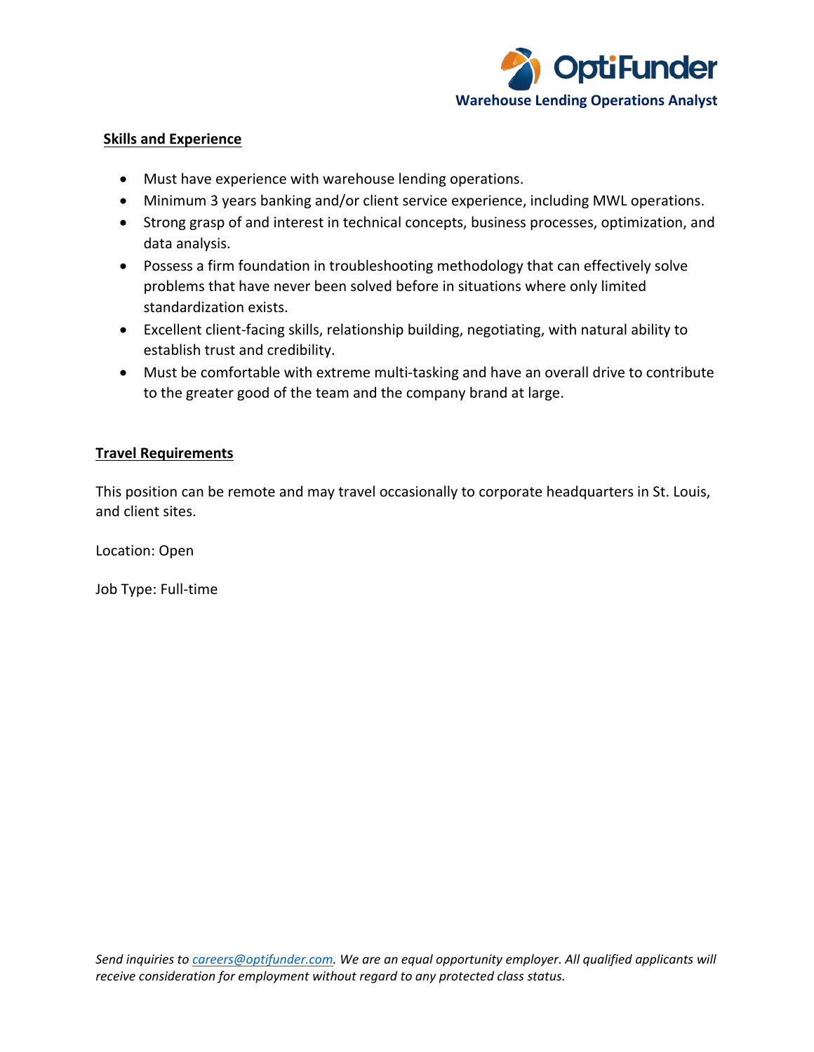**Skills and Experience**

- Must have experience with warehouse lending operations.
- Minimum 3 years banking and/or client service experience, including MWL operations.
- Strong grasp of and interest in technical concepts, business processes, optimization, and data analysis.
- Possess a firm foundation in troubleshooting methodology that can effectively solve problems that have never been solved before in situations where only limited standardization exists.
- Excellent client-facing skills, relationship building, negotiating, with natural ability to establish trust and credibility.
- Must be comfortable with extreme multi-tasking and have an overall drive to contribute to the greater good of the team and the company brand at large.

**Travel Requirements**

This position can be remote and may travel occasionally to corporate headquarters in St. Louis, and client sites.

Location: Open

Job Type: Full-time

*Send inquiries to careers@optifunder.com. We are an equal opportunity employer. All qualified applicants will receive consideration for employment without regard to any protected class status.*